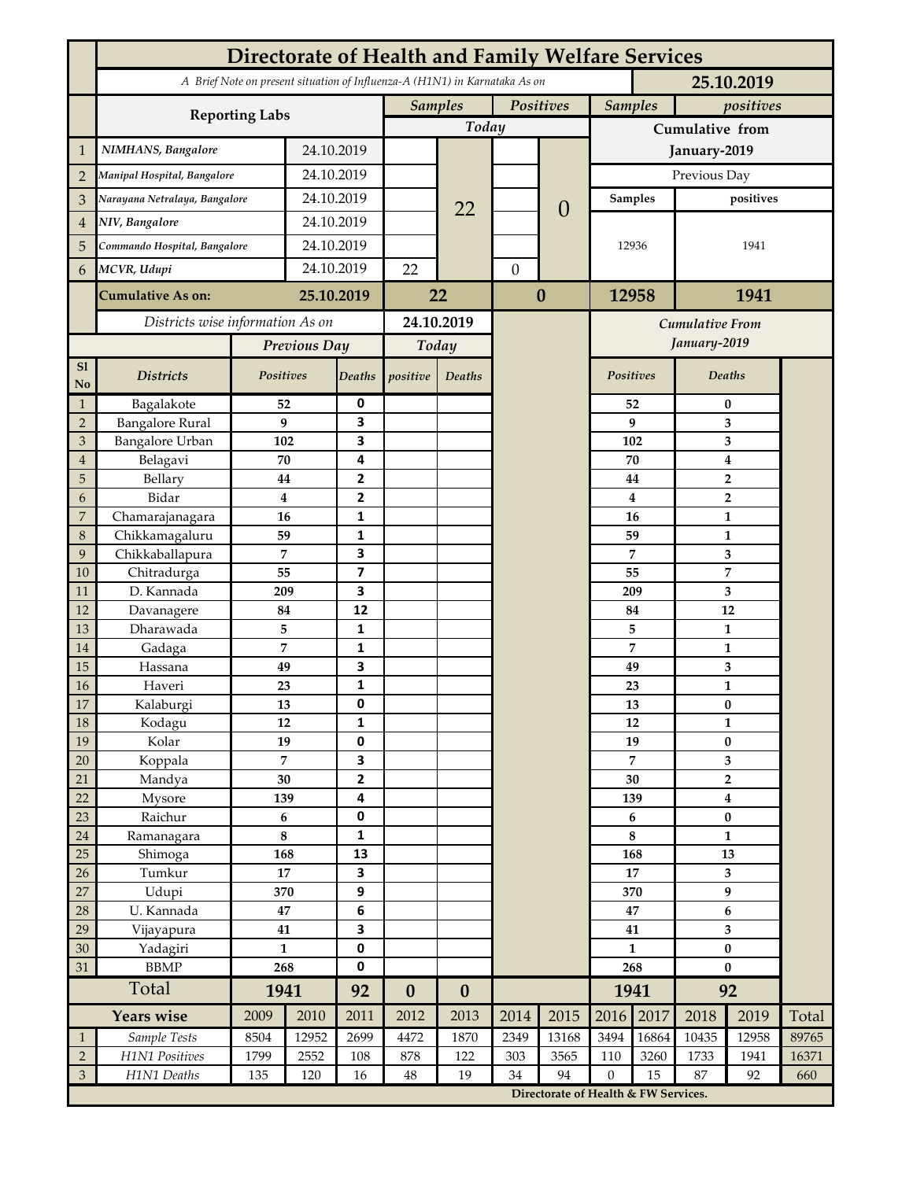# Directorate of Health and Family Welfare Services

*A Brief Note on present situation of Influenza-A (H1N1) in Karnataka As on* **25.10.2019**

| | Reporting Labs | | Samples Today | | Positives Today | | Samples | positives |
|---|---|---|---|---|---|---|---|---|
| | | | | | | | Cumulative from January-2019 | |
| 1 | NIMHANS, Bangalore | 24.10.2019 | | 22 | | 0 | Previous Day | |
| 2 | Manipal Hospital, Bangalore | 24.10.2019 | | | | | Samples | positives |
| 3 | Narayana Netralaya, Bangalore | 24.10.2019 | | | | | 12936 | 1941 |
| 4 | NIV, Bangalore | 24.10.2019 | | | | | | |
| 5 | Commando Hospital, Bangalore | 24.10.2019 | | | | | | |
| 6 | MCVR, Udupi | 24.10.2019 | 22 | | 0 | | | |
| | **Cumulative As on:** | **25.10.2019** | **22** | | **0** | | **12958** | **1941** |

| Sl No | Districts | Previous Day Positives | Previous Day Deaths | Today positive | Today Deaths | Cumulative From January-2019 Positives | Cumulative From January-2019 Deaths |
|---|---|---|---|---|---|---|---|
| | *Districts wise information As on* **24.10.2019** | | | | | | |
| 1 | Bagalakote | 52 | 0 | | | 52 | 0 |
| 2 | Bangalore Rural | 9 | 3 | | | 9 | 3 |
| 3 | Bangalore Urban | 102 | 3 | | | 102 | 3 |
| 4 | Belagavi | 70 | 4 | | | 70 | 4 |
| 5 | Bellary | 44 | 2 | | | 44 | 2 |
| 6 | Bidar | 4 | 2 | | | 4 | 2 |
| 7 | Chamarajanagara | 16 | 1 | | | 16 | 1 |
| 8 | Chikkamagaluru | 59 | 1 | | | 59 | 1 |
| 9 | Chikkaballapura | 7 | 3 | | | 7 | 3 |
| 10 | Chitradurga | 55 | 7 | | | 55 | 7 |
| 11 | D. Kannada | 209 | 3 | | | 209 | 3 |
| 12 | Davanagere | 84 | 12 | | | 84 | 12 |
| 13 | Dharawada | 5 | 1 | | | 5 | 1 |
| 14 | Gadaga | 7 | 1 | | | 7 | 1 |
| 15 | Hassana | 49 | 3 | | | 49 | 3 |
| 16 | Haveri | 23 | 1 | | | 23 | 1 |
| 17 | Kalaburgi | 13 | 0 | | | 13 | 0 |
| 18 | Kodagu | 12 | 1 | | | 12 | 1 |
| 19 | Kolar | 19 | 0 | | | 19 | 0 |
| 20 | Koppala | 7 | 3 | | | 7 | 3 |
| 21 | Mandya | 30 | 2 | | | 30 | 2 |
| 22 | Mysore | 139 | 4 | | | 139 | 4 |
| 23 | Raichur | 6 | 0 | | | 6 | 0 |
| 24 | Ramanagara | 8 | 1 | | | 8 | 1 |
| 25 | Shimoga | 168 | 13 | | | 168 | 13 |
| 26 | Tumkur | 17 | 3 | | | 17 | 3 |
| 27 | Udupi | 370 | 9 | | | 370 | 9 |
| 28 | U. Kannada | 47 | 6 | | | 47 | 6 |
| 29 | Vijayapura | 41 | 3 | | | 41 | 3 |
| 30 | Yadagiri | 1 | 0 | | | 1 | 0 |
| 31 | BBMP | 268 | 0 | | | 268 | 0 |
| | **Total** | **1941** | **92** | **0** | **0** | **1941** | **92** |

| | Years wise | 2009 | 2010 | 2011 | 2012 | 2013 | 2014 | 2015 | 2016 | 2017 | 2018 | 2019 | Total |
|---|---|---|---|---|---|---|---|---|---|---|---|---|---|
| 1 | *Sample Tests* | 8504 | 12952 | 2699 | 4472 | 1870 | 2349 | 13168 | 3494 | 16864 | 10435 | 12958 | 89765 |
| 2 | *H1N1 Positives* | 1799 | 2552 | 108 | 878 | 122 | 303 | 3565 | 110 | 3260 | 1733 | 1941 | 16371 |
| 3 | *H1N1 Deaths* | 135 | 120 | 16 | 48 | 19 | 34 | 94 | 0 | 15 | 87 | 92 | 660 |

**Directorate of Health & FW Services.**